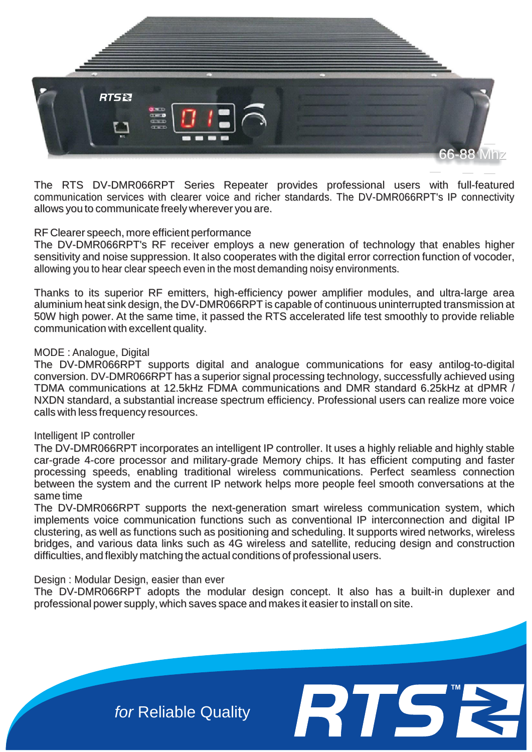66-88 Mhz

The RTS DV-DMR066RPT Series Repeater provides professional users with full-featured communication services with clearer voice and richer standards. The DV-DMR066RPT's IP connectivity allows you to communicate freely wherever you are.

RF Clearer speech, more efficient performance

The DV-DMR066RPT's RF receiver employs a new generation of technology that enables higher sensitivity and noise suppression. It also cooperates with the digital error correction function of vocoder, allowing you to hear clear speech even in the most demanding noisy environments.

Thanks to its superior RF emitters, high-efficiency power amplifier modules, and ultra-large area aluminium heat sink design, the DV-DMR066RPT is capable of continuous uninterrupted transmission at 50W high power. At the same time, it passed the RTS accelerated life test smoothly to provide reliable communication with excellent quality.

MODE : Analogue, Digital

The DV-DMR066RPT supports digital and analogue communications for easy antilog-to-digital conversion. DV-DMR066RPT has a superior signal processing technology, successfully achieved using TDMA communications at 12.5kHz FDMA communications and DMR standard 6.25kHz at dPMR / NXDN standard, a substantial increase spectrum efficiency. Professional users can realize more voice calls with less frequency resources.

Intelligent IP controller

The DV-DMR066RPT incorporates an intelligent IP controller. It uses a highly reliable and highly stable car-grade 4-core processor and military-grade Memory chips. It has efficient computing and faster processing speeds, enabling traditional wireless communications. Perfect seamless connection between the system and the current IP network helps more people feel smooth conversations at the same time

The DV-DMR066RPT supports the next-generation smart wireless communication system, which implements voice communication functions such as conventional IP interconnection and digital IP clustering, as well as functions such as positioning and scheduling. It supports wired networks, wireless bridges, and various data links such as 4G wireless and satellite, reducing design and construction difficulties, and flexibly matching the actual conditions of professional users.

Design : Modular Design, easier than ever

The DV-DMR066RPT adopts the modular design concept. It also has a built-in duplexer and professional power supply, which saves space and makes it easier to install on site.

*for* Reliable Quality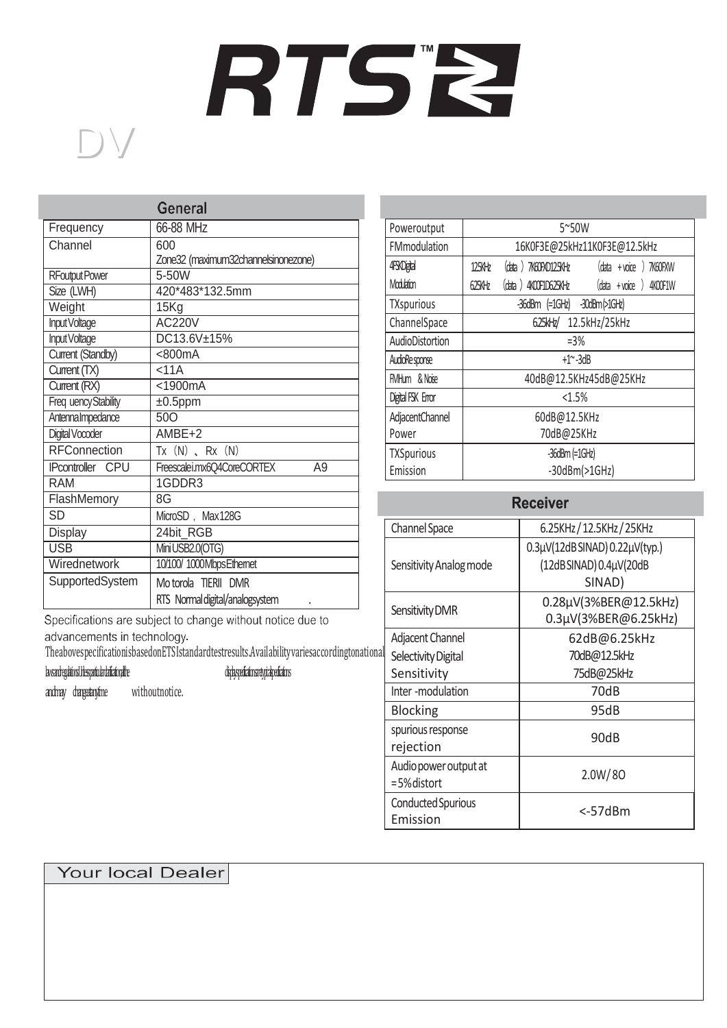# RTS™

DV

## General

| | |
|---|---|
| Frequency | 66-88 MHz |
| Channel | 600<br>Zone32 (maximum32channelsinonezone) |
| RFoutput Power | 5-50W |
| Size (LWH) | 420*483*132.5mm |
| Weight | 15Kg |
| Input Voltage | AC220V |
| Input Voltage | DC13.6V±15% |
| Current (Standby) | <800mA |
| Current (TX) | <11A |
| Current (RX) | <1900mA |
| Freq uency Stability | ±0.5ppm |
| Antenna Impedance | 50O |
| Digital Vocoder | AMBE+2 |
| RFConnection | Tx（N）、Rx（N） |
| IPcontroller CPU | Freescalei.mx6Q4CoreCORTEX A9 |
| RAM | 1GDDR3 |
| FlashMemory | 8G |
| SD | MicroSD，Max128G |
| Display | 24bit_RGB |
| USB | Mini USB2.0(OTG) |
| Wirednetwork | 10/100/ 1000MbpsEthernet |
| SupportedSystem | Mo torola TIERII DMR<br>RTS Normal digital/analogsystem . |

Specifications are subject to change without notice due to advancements in technology.

TheabovespecificationisbasedonETSIstandardtestresults.Availabilityvariesaccordingtonational lawsandregulations.Thespecificationsshallprevailthe displayspecificationsaretypicalspecifications andmay changeatanytime withoutnotice.

## Transmitter

| | |
|---|---|
| Poweroutput | 5~50W |
| FMmodulation | 16K0F3E@25kHz11K0F3E@12.5kHz |
| 4FSKDigital Modulation | 12.5KHz (data ) 7K60FXD12.5KHz (data + voice ) 7K60FXW<br>6.25KHz (data ) 4K00F1D6.25KHz (data + voice ) 4K00F1W |
| TXspurious | -36dBm (=1GHz) -30dBm(>1GHz) |
| ChannelSpace | 6.25kHz/ 12.5kHz/25kHz |
| AudioDistortion | =3% |
| AudioResponse | +1~-3dB |
| FMHum & Noise | 40dB@12.5KHz45dB@25KHz |
| Digital FSK Error | <1.5% |
| AdjacentChannel Power | 60dB@12.5KHz<br>70dB@25KHz |
| TXSpurious Emission | -36dBm (=1GHz)<br>-30dBm(>1GHz) |

## Receiver

| | |
|---|---|
| Channel Space | 6.25KHz / 12.5KHz / 25KHz |
| Sensitivity Analog mode | 0.3μV(12dB SINAD) 0.22μV(typ.) (12dB SINAD) 0.4μV(20dB SINAD) |
| Sensitivity DMR | 0.28μV(3%BER@12.5kHz)<br>0.3μV(3%BER@6.25kHz) |
| Adjacent Channel Selectivity Digital Sensitivity | 62dB@6.25kHz<br>70dB@12.5kHz<br>75dB@25kHz |
| Inter -modulation | 70dB |
| Blocking | 95dB |
| spurious response rejection | 90dB |
| Audio power output at =5% distort | 2.0W/8O |
| Conducted Spurious Emission | <-57dBm |

Your local Dealer